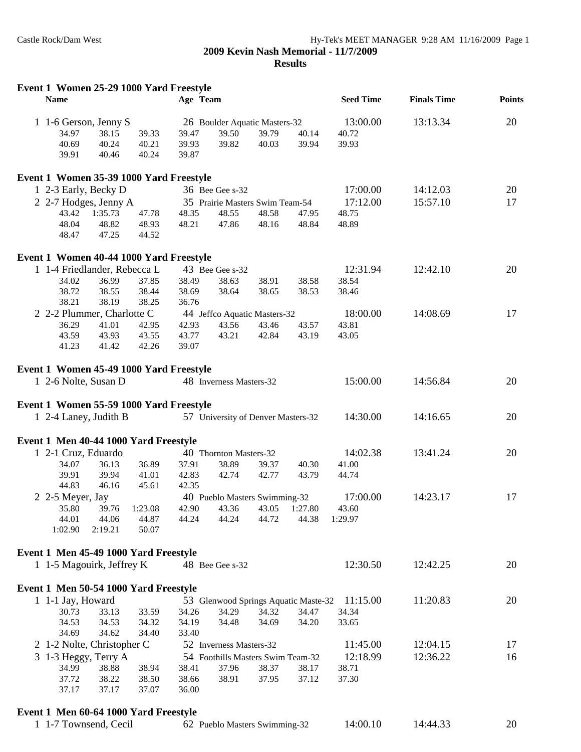## 2009 Kevin Nash Memorial - 11/7/2009
### Results

**Event 1 Women 25-29 1000 Yard Freestyle**

| Name | Age | Team | Seed Time | Finals Time | Points |
|---|---|---|---|---|---|
| 1 1-6 Gerson, Jenny S | 26 | Boulder Aquatic Masters-32 | 13:00.00 | 13:13.34 | 20 |

34.97 38.15 39.33 39.47 39.50 39.79 40.14 40.72
40.69 40.24 40.21 39.93 39.82 40.03 39.94 39.93
39.91 40.46 40.24 39.87

**Event 1 Women 35-39 1000 Yard Freestyle**

| Name | Age | Team | Seed Time | Finals Time | Points |
|---|---|---|---|---|---|
| 1 2-3 Early, Becky D | 36 | Bee Gee s-32 | 17:00.00 | 14:12.03 | 20 |
| 2 2-7 Hodges, Jenny A | 35 | Prairie Masters Swim Team-54 | 17:12.00 | 15:57.10 | 17 |

43.42 1:35.73 47.78 48.35 48.55 48.58 47.95 48.75
48.04 48.82 48.93 48.21 47.86 48.16 48.84 48.89
48.47 47.25 44.52

**Event 1 Women 40-44 1000 Yard Freestyle**

| Name | Age | Team | Seed Time | Finals Time | Points |
|---|---|---|---|---|---|
| 1 1-4 Friedlander, Rebecca L | 43 | Bee Gee s-32 | 12:31.94 | 12:42.10 | 20 |

34.02 36.99 37.85 38.49 38.63 38.91 38.58 38.54
38.72 38.55 38.44 38.69 38.64 38.65 38.53 38.46
38.21 38.19 38.25 36.76

| Name | Age | Team | Seed Time | Finals Time | Points |
|---|---|---|---|---|---|
| 2 2-2 Plummer, Charlotte C | 44 | Jeffco Aquatic Masters-32 | 18:00.00 | 14:08.69 | 17 |

36.29 41.01 42.95 42.93 43.56 43.46 43.57 43.81
43.59 43.93 43.55 43.77 43.21 42.84 43.19 43.05
41.23 41.42 42.26 39.07

**Event 1 Women 45-49 1000 Yard Freestyle**

| Name | Age | Team | Seed Time | Finals Time | Points |
|---|---|---|---|---|---|
| 1 2-6 Nolte, Susan D | 48 | Inverness Masters-32 | 15:00.00 | 14:56.84 | 20 |

**Event 1 Women 55-59 1000 Yard Freestyle**

| Name | Age | Team | Seed Time | Finals Time | Points |
|---|---|---|---|---|---|
| 1 2-4 Laney, Judith B | 57 | University of Denver Masters-32 | 14:30.00 | 14:16.65 | 20 |

**Event 1 Men 40-44 1000 Yard Freestyle**

| Name | Age | Team | Seed Time | Finals Time | Points |
|---|---|---|---|---|---|
| 1 2-1 Cruz, Eduardo | 40 | Thornton Masters-32 | 14:02.38 | 13:41.24 | 20 |

34.07 36.13 36.89 37.91 38.89 39.37 40.30 41.00
39.91 39.94 41.01 42.83 42.74 42.77 43.79 44.74
44.83 46.16 45.61 42.35

| Name | Age | Team | Seed Time | Finals Time | Points |
|---|---|---|---|---|---|
| 2 2-5 Meyer, Jay | 40 | Pueblo Masters Swimming-32 | 17:00.00 | 14:23.17 | 17 |

35.80 39.76 1:23.08 42.90 43.36 43.05 1:27.80 43.60
44.01 44.06 44.87 44.24 44.24 44.72 44.38 1:29.97
1:02.90 2:19.21 50.07

**Event 1 Men 45-49 1000 Yard Freestyle**

| Name | Age | Team | Seed Time | Finals Time | Points |
|---|---|---|---|---|---|
| 1 1-5 Magouirk, Jeffrey K | 48 | Bee Gee s-32 | 12:30.50 | 12:42.25 | 20 |

**Event 1 Men 50-54 1000 Yard Freestyle**

| Name | Age | Team | Seed Time | Finals Time | Points |
|---|---|---|---|---|---|
| 1 1-1 Jay, Howard | 53 | Glenwood Springs Aquatic Maste-32 | 11:15.00 | 11:20.83 | 20 |

30.73 33.13 33.59 34.26 34.29 34.32 34.47 34.34
34.53 34.53 34.32 34.19 34.48 34.69 34.20 33.65
34.69 34.62 34.40 33.40

| Name | Age | Team | Seed Time | Finals Time | Points |
|---|---|---|---|---|---|
| 2 1-2 Nolte, Christopher C | 52 | Inverness Masters-32 | 11:45.00 | 12:04.15 | 17 |
| 3 1-3 Heggy, Terry A | 54 | Foothills Masters Swim Team-32 | 12:18.99 | 12:36.22 | 16 |

34.99 38.88 38.94 38.41 37.96 38.37 38.17 38.71
37.72 38.22 38.50 38.66 38.91 37.95 37.12 37.30
37.17 37.17 37.07 36.00

**Event 1 Men 60-64 1000 Yard Freestyle**

| Name | Age | Team | Seed Time | Finals Time | Points |
|---|---|---|---|---|---|
| 1 1-7 Townsend, Cecil | 62 | Pueblo Masters Swimming-32 | 14:00.10 | 14:44.33 | 20 |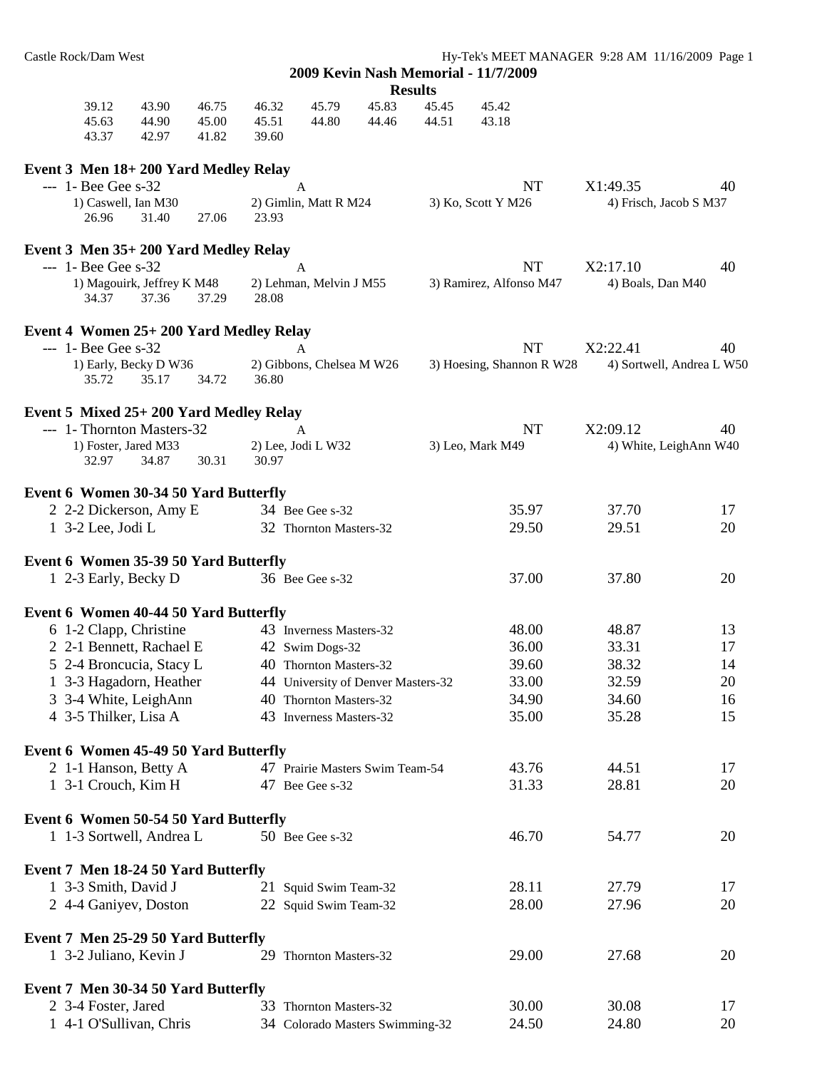## 2009 Kevin Nash Memorial - 11/7/2009

### Results

```
    39.12    43.90    46.75    46.32    45.79    45.83    45.45    45.42
    45.63    44.90    45.00    45.51    44.80    44.46    44.51    43.18
    43.37    42.97    41.82    39.60
```

**Event 3 Men 18+ 200 Yard Medley Relay**

```
 --- 1- Bee Gee s-32              A                          NT        X1:49.35       40
     1) Caswell, Ian M30          2) Gimlin, Matt R M24      3) Ko, Scott Y M26      4) Frisch, Jacob S M37
        26.96    31.40    27.06    23.93
```

**Event 3 Men 35+ 200 Yard Medley Relay**

```
 --- 1- Bee Gee s-32              A                          NT        X2:17.10       40
     1) Magouirk, Jeffrey K M48   2) Lehman, Melvin J M55    3) Ramirez, Alfonso M47  4) Boals, Dan M40
        34.37    37.36    37.29    28.08
```

**Event 4 Women 25+ 200 Yard Medley Relay**

```
 --- 1- Bee Gee s-32              A                          NT        X2:22.41       40
     1) Early, Becky D W36        2) Gibbons, Chelsea M W26  3) Hoesing, Shannon R W28  4) Sortwell, Andrea L W50
        35.72    35.17    34.72    36.80
```

**Event 5 Mixed 25+ 200 Yard Medley Relay**

```
 --- 1- Thornton Masters-32       A                          NT        X2:09.12       40
     1) Foster, Jared M33         2) Lee, Jodi L W32         3) Leo, Mark M49        4) White, LeighAnn W40
        32.97    34.87    30.31    30.97
```

**Event 6 Women 30-34 50 Yard Butterfly**

```
  2 2-2 Dickerson, Amy E        34 Bee Gee s-32                      35.97     37.70     17
  1 3-2 Lee, Jodi L             32 Thornton Masters-32               29.50     29.51     20
```

**Event 6 Women 35-39 50 Yard Butterfly**

```
  1 2-3 Early, Becky D          36 Bee Gee s-32                      37.00     37.80     20
```

**Event 6 Women 40-44 50 Yard Butterfly**

```
  6 1-2 Clapp, Christine        43 Inverness Masters-32              48.00     48.87     13
  2 2-1 Bennett, Rachael E      42 Swim Dogs-32                      36.00     33.31     17
  5 2-4 Broncucia, Stacy L      40 Thornton Masters-32               39.60     38.32     14
  1 3-3 Hagadorn, Heather       44 University of Denver Masters-32   33.00     32.59     20
  3 3-4 White, LeighAnn         40 Thornton Masters-32               34.90     34.60     16
  4 3-5 Thilker, Lisa A         43 Inverness Masters-32              35.00     35.28     15
```

**Event 6 Women 45-49 50 Yard Butterfly**

```
  2 1-1 Hanson, Betty A         47 Prairie Masters Swim Team-54      43.76     44.51     17
  1 3-1 Crouch, Kim H           47 Bee Gee s-32                      31.33     28.81     20
```

**Event 6 Women 50-54 50 Yard Butterfly**

```
  1 1-3 Sortwell, Andrea L      50 Bee Gee s-32                      46.70     54.77     20
```

**Event 7 Men 18-24 50 Yard Butterfly**

```
  1 3-3 Smith, David J          21 Squid Swim Team-32                28.11     27.79     17
  2 4-4 Ganiyev, Doston         22 Squid Swim Team-32                28.00     27.96     20
```

**Event 7 Men 25-29 50 Yard Butterfly**

```
  1 3-2 Juliano, Kevin J        29 Thornton Masters-32               29.00     27.68     20
```

**Event 7 Men 30-34 50 Yard Butterfly**

```
  2 3-4 Foster, Jared           33 Thornton Masters-32               30.00     30.08     17
  1 4-1 O'Sullivan, Chris       34 Colorado Masters Swimming-32      24.50     24.80     20
```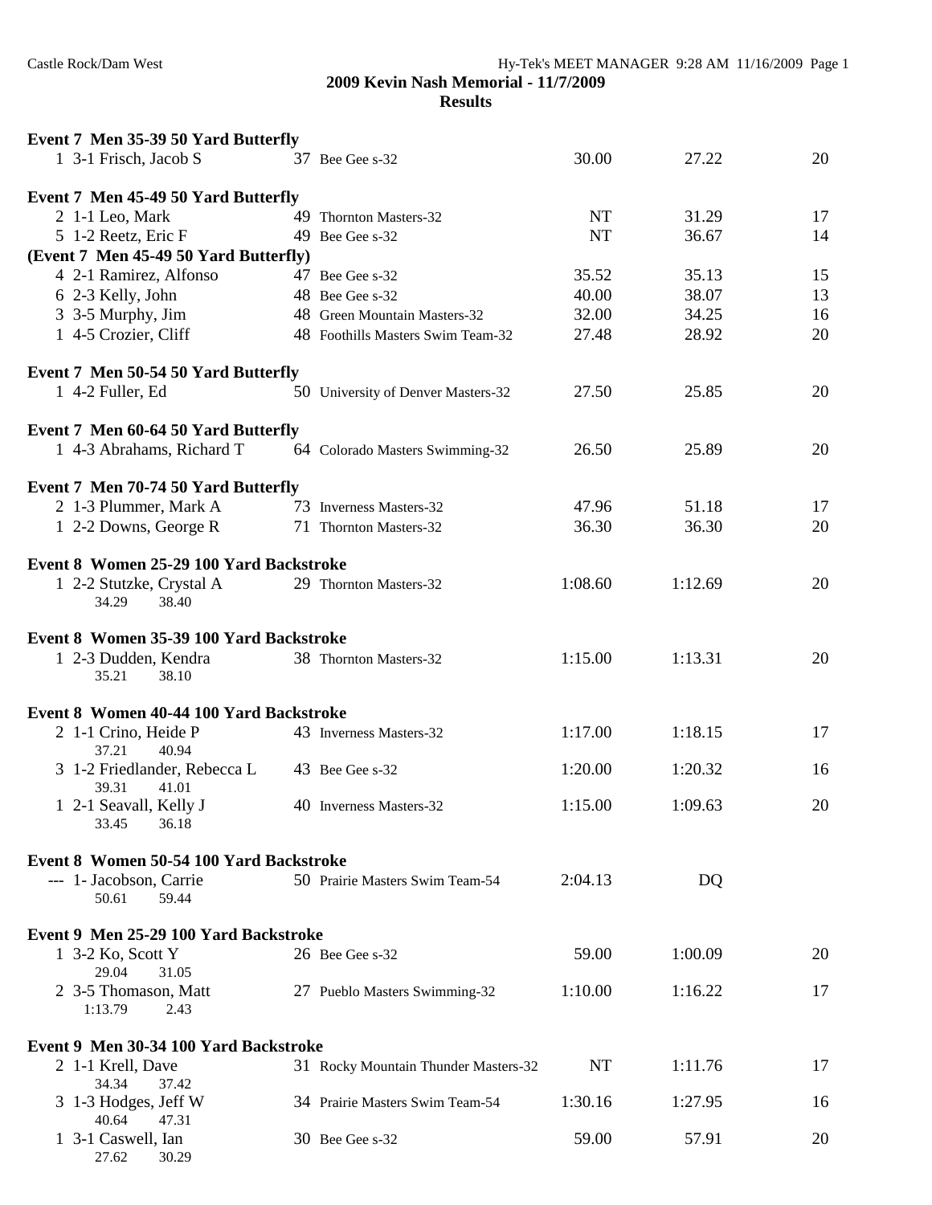## 2009 Kevin Nash Memorial - 11/7/2009

### Results

**Event 7 Men 35-39 50 Yard Butterfly**

| Place | Heat-Lane Name | Age | Team | Seed Time | Finals Time | Points |
|---|---|---|---|---|---|---|
| 1 | 3-1 Frisch, Jacob S | 37 | Bee Gee s-32 | 30.00 | 27.22 | 20 |

**Event 7 Men 45-49 50 Yard Butterfly**

| Place | Heat-Lane Name | Age | Team | Seed Time | Finals Time | Points |
|---|---|---|---|---|---|---|
| 2 | 1-1 Leo, Mark | 49 | Thornton Masters-32 | NT | 31.29 | 17 |
| 5 | 1-2 Reetz, Eric F | 49 | Bee Gee s-32 | NT | 36.67 | 14 |

**(Event 7 Men 45-49 50 Yard Butterfly)**

| Place | Heat-Lane Name | Age | Team | Seed Time | Finals Time | Points |
|---|---|---|---|---|---|---|
| 4 | 2-1 Ramirez, Alfonso | 47 | Bee Gee s-32 | 35.52 | 35.13 | 15 |
| 6 | 2-3 Kelly, John | 48 | Bee Gee s-32 | 40.00 | 38.07 | 13 |
| 3 | 3-5 Murphy, Jim | 48 | Green Mountain Masters-32 | 32.00 | 34.25 | 16 |
| 1 | 4-5 Crozier, Cliff | 48 | Foothills Masters Swim Team-32 | 27.48 | 28.92 | 20 |

**Event 7 Men 50-54 50 Yard Butterfly**

| Place | Heat-Lane Name | Age | Team | Seed Time | Finals Time | Points |
|---|---|---|---|---|---|---|
| 1 | 4-2 Fuller, Ed | 50 | University of Denver Masters-32 | 27.50 | 25.85 | 20 |

**Event 7 Men 60-64 50 Yard Butterfly**

| Place | Heat-Lane Name | Age | Team | Seed Time | Finals Time | Points |
|---|---|---|---|---|---|---|
| 1 | 4-3 Abrahams, Richard T | 64 | Colorado Masters Swimming-32 | 26.50 | 25.89 | 20 |

**Event 7 Men 70-74 50 Yard Butterfly**

| Place | Heat-Lane Name | Age | Team | Seed Time | Finals Time | Points |
|---|---|---|---|---|---|---|
| 2 | 1-3 Plummer, Mark A | 73 | Inverness Masters-32 | 47.96 | 51.18 | 17 |
| 1 | 2-2 Downs, George R | 71 | Thornton Masters-32 | 36.30 | 36.30 | 20 |

**Event 8 Women 25-29 100 Yard Backstroke**

| Place | Heat-Lane Name | Age | Team | Seed Time | Finals Time | Points |
|---|---|---|---|---|---|---|
| 1 | 2-2 Stutzke, Crystal A | 29 | Thornton Masters-32 | 1:08.60 | 1:12.69 | 20 |
| | 34.29 38.40 | | | | | |

**Event 8 Women 35-39 100 Yard Backstroke**

| Place | Heat-Lane Name | Age | Team | Seed Time | Finals Time | Points |
|---|---|---|---|---|---|---|
| 1 | 2-3 Dudden, Kendra | 38 | Thornton Masters-32 | 1:15.00 | 1:13.31 | 20 |
| | 35.21 38.10 | | | | | |

**Event 8 Women 40-44 100 Yard Backstroke**

| Place | Heat-Lane Name | Age | Team | Seed Time | Finals Time | Points |
|---|---|---|---|---|---|---|
| 2 | 1-1 Crino, Heide P | 43 | Inverness Masters-32 | 1:17.00 | 1:18.15 | 17 |
| | 37.21 40.94 | | | | | |
| 3 | 1-2 Friedlander, Rebecca L | 43 | Bee Gee s-32 | 1:20.00 | 1:20.32 | 16 |
| | 39.31 41.01 | | | | | |
| 1 | 2-1 Seavall, Kelly J | 40 | Inverness Masters-32 | 1:15.00 | 1:09.63 | 20 |
| | 33.45 36.18 | | | | | |

**Event 8 Women 50-54 100 Yard Backstroke**

| Place | Heat-Lane Name | Age | Team | Seed Time | Finals Time | Points |
|---|---|---|---|---|---|---|
| --- | 1- Jacobson, Carrie | 50 | Prairie Masters Swim Team-54 | 2:04.13 | DQ | |
| | 50.61 59.44 | | | | | |

**Event 9 Men 25-29 100 Yard Backstroke**

| Place | Heat-Lane Name | Age | Team | Seed Time | Finals Time | Points |
|---|---|---|---|---|---|---|
| 1 | 3-2 Ko, Scott Y | 26 | Bee Gee s-32 | 59.00 | 1:00.09 | 20 |
| | 29.04 31.05 | | | | | |
| 2 | 3-5 Thomason, Matt | 27 | Pueblo Masters Swimming-32 | 1:10.00 | 1:16.22 | 17 |
| | 1:13.79 2.43 | | | | | |

**Event 9 Men 30-34 100 Yard Backstroke**

| Place | Heat-Lane Name | Age | Team | Seed Time | Finals Time | Points |
|---|---|---|---|---|---|---|
| 2 | 1-1 Krell, Dave | 31 | Rocky Mountain Thunder Masters-32 | NT | 1:11.76 | 17 |
| | 34.34 37.42 | | | | | |
| 3 | 1-3 Hodges, Jeff W | 34 | Prairie Masters Swim Team-54 | 1:30.16 | 1:27.95 | 16 |
| | 40.64 47.31 | | | | | |
| 1 | 3-1 Caswell, Ian | 30 | Bee Gee s-32 | 59.00 | 57.91 | 20 |
| | 27.62 30.29 | | | | | |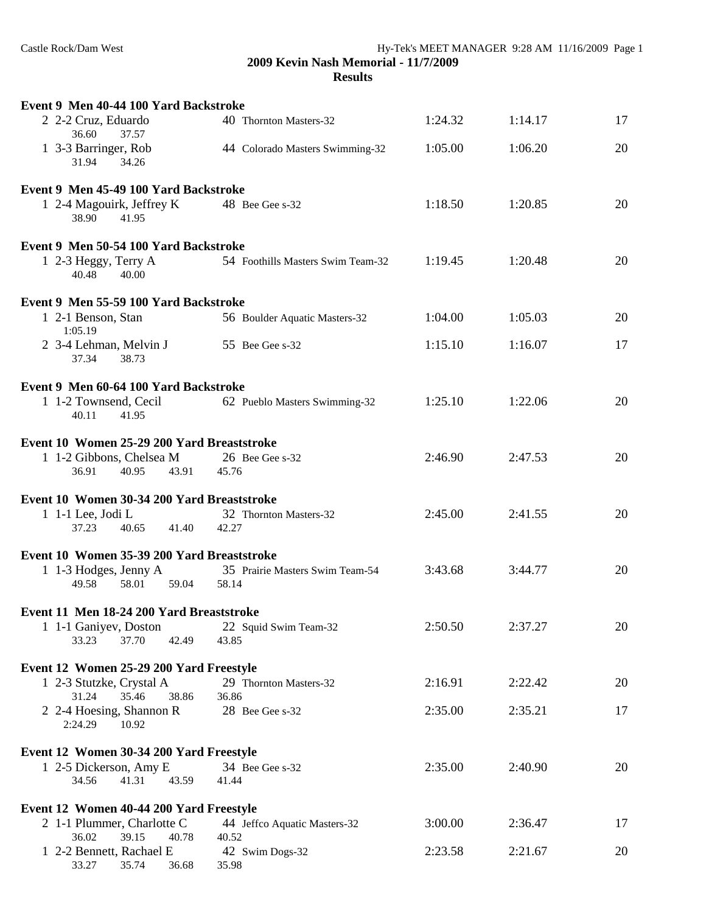## 2009 Kevin Nash Memorial - 11/7/2009
### Results

**Event 9 Men 40-44 100 Yard Backstroke**

```
  2 2-2 Cruz, Eduardo          40 Thornton Masters-32               1:24.32      1:14.17        17
      36.60      37.57
  1 3-3 Barringer, Rob         44 Colorado Masters Swimming-32      1:05.00      1:06.20        20
      31.94      34.26
```

**Event 9 Men 45-49 100 Yard Backstroke**

```
  1 2-4 Magouirk, Jeffrey K    48 Bee Gee s-32                      1:18.50      1:20.85        20
      38.90      41.95
```

**Event 9 Men 50-54 100 Yard Backstroke**

```
  1 2-3 Heggy, Terry A         54 Foothills Masters Swim Team-32    1:19.45      1:20.48        20
      40.48      40.00
```

**Event 9 Men 55-59 100 Yard Backstroke**

```
  1 2-1 Benson, Stan           56 Boulder Aquatic Masters-32        1:04.00      1:05.03        20
      1:05.19
  2 3-4 Lehman, Melvin J       55 Bee Gee s-32                      1:15.10      1:16.07        17
      37.34      38.73
```

**Event 9 Men 60-64 100 Yard Backstroke**

```
  1 1-2 Townsend, Cecil        62 Pueblo Masters Swimming-32        1:25.10      1:22.06        20
      40.11      41.95
```

**Event 10 Women 25-29 200 Yard Breaststroke**

```
  1 1-2 Gibbons, Chelsea M     26 Bee Gee s-32                      2:46.90      2:47.53        20
      36.91      40.95      43.91      45.76
```

**Event 10 Women 30-34 200 Yard Breaststroke**

```
  1 1-1 Lee, Jodi L            32 Thornton Masters-32               2:45.00      2:41.55        20
      37.23      40.65      41.40      42.27
```

**Event 10 Women 35-39 200 Yard Breaststroke**

```
  1 1-3 Hodges, Jenny A        35 Prairie Masters Swim Team-54      3:43.68      3:44.77        20
      49.58      58.01      59.04      58.14
```

**Event 11 Men 18-24 200 Yard Breaststroke**

```
  1 1-1 Ganiyev, Doston        22 Squid Swim Team-32                2:50.50      2:37.27        20
      33.23      37.70      42.49      43.85
```

**Event 12 Women 25-29 200 Yard Freestyle**

```
  1 2-3 Stutzke, Crystal A     29 Thornton Masters-32               2:16.91      2:22.42        20
      31.24      35.46      38.86      36.86
  2 2-4 Hoesing, Shannon R     28 Bee Gee s-32                      2:35.00      2:35.21        17
      2:24.29    10.92
```

**Event 12 Women 30-34 200 Yard Freestyle**

```
  1 2-5 Dickerson, Amy E       34 Bee Gee s-32                      2:35.00      2:40.90        20
      34.56      41.31      43.59      41.44
```

**Event 12 Women 40-44 200 Yard Freestyle**

```
  2 1-1 Plummer, Charlotte C   44 Jeffco Aquatic Masters-32         3:00.00      2:36.47        17
      36.02      39.15      40.78      40.52
  1 2-2 Bennett, Rachael E     42 Swim Dogs-32                      2:23.58      2:21.67        20
      33.27      35.74      36.68      35.98
```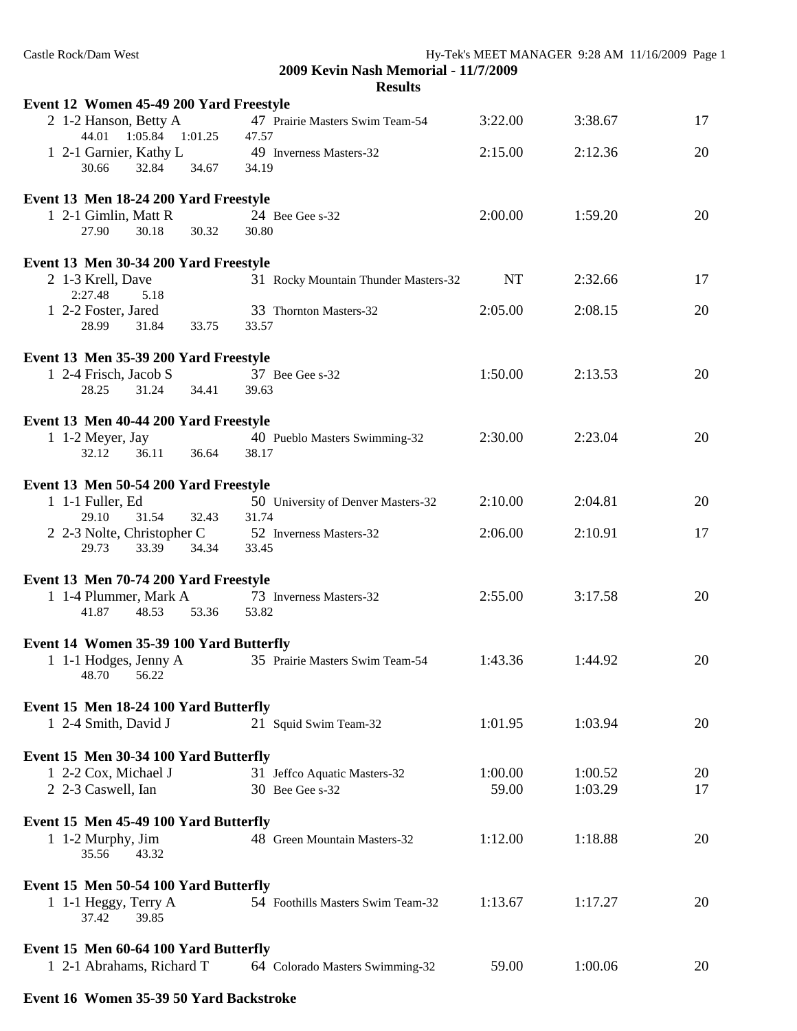**2009 Kevin Nash Memorial - 11/7/2009**

**Results**

**Event 12 Women 45-49 200 Yard Freestyle**

```
  2 1-2 Hanson, Betty A          47 Prairie Masters Swim Team-54       3:22.00     3:38.67     17
       44.01    1:05.84   1:01.25     47.57
  1 2-1 Garnier, Kathy L         49 Inverness Masters-32               2:15.00     2:12.36     20
       30.66     32.84     34.67     34.19
```

**Event 13 Men 18-24 200 Yard Freestyle**

```
  1 2-1 Gimlin, Matt R           24 Bee Gee s-32                       2:00.00     1:59.20     20
       27.90     30.18     30.32     30.80
```

**Event 13 Men 30-34 200 Yard Freestyle**

```
  2 1-3 Krell, Dave              31 Rocky Mountain Thunder Masters-32       NT     2:32.66     17
     2:27.48      5.18
  1 2-2 Foster, Jared            33 Thornton Masters-32                2:05.00     2:08.15     20
       28.99     31.84     33.75     33.57
```

**Event 13 Men 35-39 200 Yard Freestyle**

```
  1 2-4 Frisch, Jacob S          37 Bee Gee s-32                       1:50.00     2:13.53     20
       28.25     31.24     34.41     39.63
```

**Event 13 Men 40-44 200 Yard Freestyle**

```
  1 1-2 Meyer, Jay               40 Pueblo Masters Swimming-32         2:30.00     2:23.04     20
       32.12     36.11     36.64     38.17
```

**Event 13 Men 50-54 200 Yard Freestyle**

```
  1 1-1 Fuller, Ed               50 University of Denver Masters-32    2:10.00     2:04.81     20
       29.10     31.54     32.43     31.74
  2 2-3 Nolte, Christopher C     52 Inverness Masters-32               2:06.00     2:10.91     17
       29.73     33.39     34.34     33.45
```

**Event 13 Men 70-74 200 Yard Freestyle**

```
  1 1-4 Plummer, Mark A          73 Inverness Masters-32               2:55.00     3:17.58     20
       41.87     48.53     53.36     53.82
```

**Event 14 Women 35-39 100 Yard Butterfly**

```
  1 1-1 Hodges, Jenny A          35 Prairie Masters Swim Team-54       1:43.36     1:44.92     20
       48.70     56.22
```

**Event 15 Men 18-24 100 Yard Butterfly**

```
  1 2-4 Smith, David J           21 Squid Swim Team-32                 1:01.95     1:03.94     20
```

**Event 15 Men 30-34 100 Yard Butterfly**

```
  1 2-2 Cox, Michael J           31 Jeffco Aquatic Masters-32          1:00.00     1:00.52     20
  2 2-3 Caswell, Ian             30 Bee Gee s-32                         59.00     1:03.29     17
```

**Event 15 Men 45-49 100 Yard Butterfly**

```
  1 1-2 Murphy, Jim              48 Green Mountain Masters-32          1:12.00     1:18.88     20
       35.56     43.32
```

**Event 15 Men 50-54 100 Yard Butterfly**

```
  1 1-1 Heggy, Terry A           54 Foothills Masters Swim Team-32     1:13.67     1:17.27     20
       37.42     39.85
```

**Event 15 Men 60-64 100 Yard Butterfly**

```
  1 2-1 Abrahams, Richard T      64 Colorado Masters Swimming-32         59.00     1:00.06     20
```

**Event 16 Women 35-39 50 Yard Backstroke**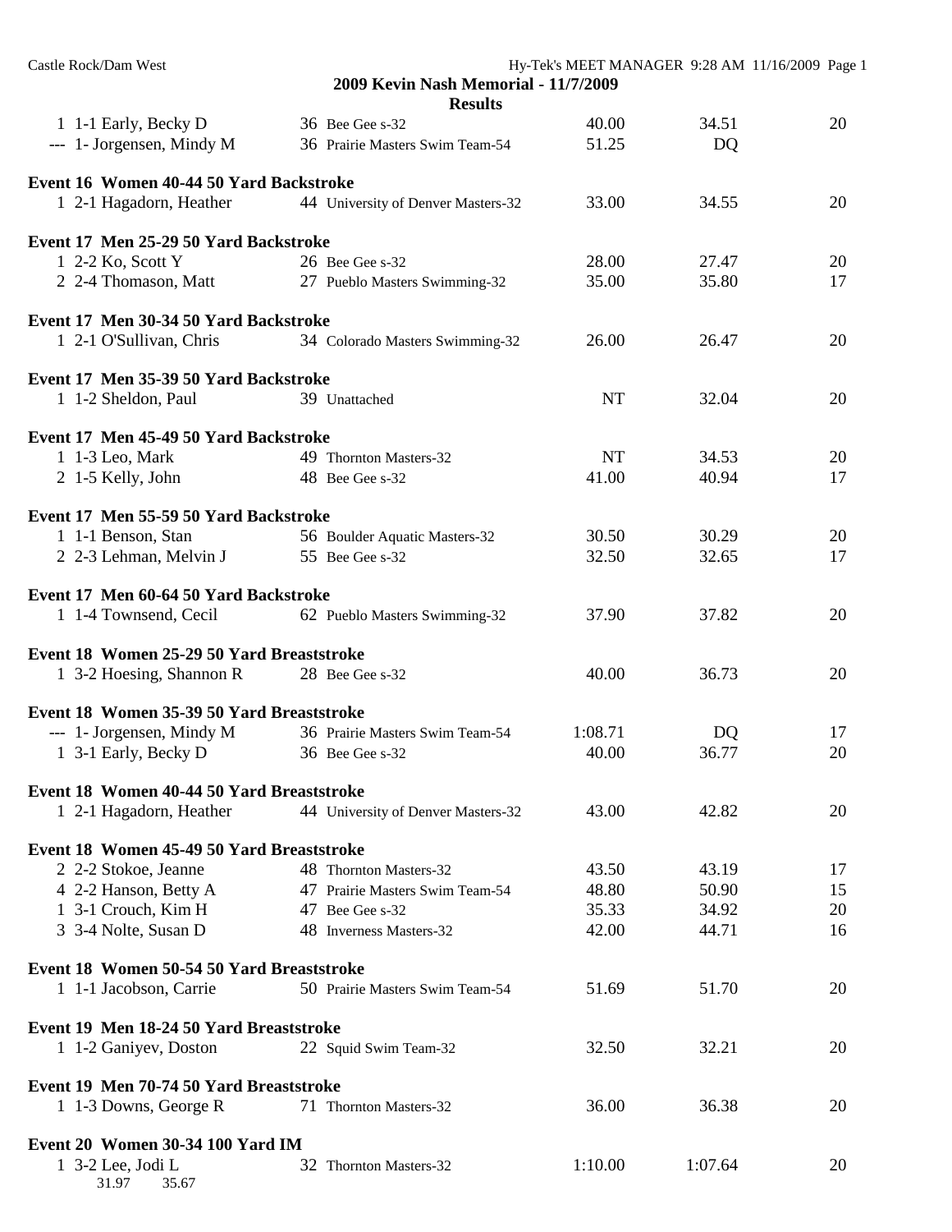## 2009 Kevin Nash Memorial - 11/7/2009

### Results

| | | | | | |
|---|---|---|---|---|---|
| 1 1-1 Early, Becky D | 36 Bee Gee s-32 | 40.00 | 34.51 | 20 |
| --- 1- Jorgensen, Mindy M | 36 Prairie Masters Swim Team-54 | 51.25 | DQ | |

**Event 16 Women 40-44 50 Yard Backstroke**

| | | | | |
|---|---|---|---|---|
| 1 2-1 Hagadorn, Heather | 44 University of Denver Masters-32 | 33.00 | 34.55 | 20 |

**Event 17 Men 25-29 50 Yard Backstroke**

| | | | | |
|---|---|---|---|---|
| 1 2-2 Ko, Scott Y | 26 Bee Gee s-32 | 28.00 | 27.47 | 20 |
| 2 2-4 Thomason, Matt | 27 Pueblo Masters Swimming-32 | 35.00 | 35.80 | 17 |

**Event 17 Men 30-34 50 Yard Backstroke**

| | | | | |
|---|---|---|---|---|
| 1 2-1 O'Sullivan, Chris | 34 Colorado Masters Swimming-32 | 26.00 | 26.47 | 20 |

**Event 17 Men 35-39 50 Yard Backstroke**

| | | | | |
|---|---|---|---|---|
| 1 1-2 Sheldon, Paul | 39 Unattached | NT | 32.04 | 20 |

**Event 17 Men 45-49 50 Yard Backstroke**

| | | | | |
|---|---|---|---|---|
| 1 1-3 Leo, Mark | 49 Thornton Masters-32 | NT | 34.53 | 20 |
| 2 1-5 Kelly, John | 48 Bee Gee s-32 | 41.00 | 40.94 | 17 |

**Event 17 Men 55-59 50 Yard Backstroke**

| | | | | |
|---|---|---|---|---|
| 1 1-1 Benson, Stan | 56 Boulder Aquatic Masters-32 | 30.50 | 30.29 | 20 |
| 2 2-3 Lehman, Melvin J | 55 Bee Gee s-32 | 32.50 | 32.65 | 17 |

**Event 17 Men 60-64 50 Yard Backstroke**

| | | | | |
|---|---|---|---|---|
| 1 1-4 Townsend, Cecil | 62 Pueblo Masters Swimming-32 | 37.90 | 37.82 | 20 |

**Event 18 Women 25-29 50 Yard Breaststroke**

| | | | | |
|---|---|---|---|---|
| 1 3-2 Hoesing, Shannon R | 28 Bee Gee s-32 | 40.00 | 36.73 | 20 |

**Event 18 Women 35-39 50 Yard Breaststroke**

| | | | | |
|---|---|---|---|---|
| --- 1- Jorgensen, Mindy M | 36 Prairie Masters Swim Team-54 | 1:08.71 | DQ | 17 |
| 1 3-1 Early, Becky D | 36 Bee Gee s-32 | 40.00 | 36.77 | 20 |

**Event 18 Women 40-44 50 Yard Breaststroke**

| | | | | |
|---|---|---|---|---|
| 1 2-1 Hagadorn, Heather | 44 University of Denver Masters-32 | 43.00 | 42.82 | 20 |

**Event 18 Women 45-49 50 Yard Breaststroke**

| | | | | |
|---|---|---|---|---|
| 2 2-2 Stokoe, Jeanne | 48 Thornton Masters-32 | 43.50 | 43.19 | 17 |
| 4 2-2 Hanson, Betty A | 47 Prairie Masters Swim Team-54 | 48.80 | 50.90 | 15 |
| 1 3-1 Crouch, Kim H | 47 Bee Gee s-32 | 35.33 | 34.92 | 20 |
| 3 3-4 Nolte, Susan D | 48 Inverness Masters-32 | 42.00 | 44.71 | 16 |

**Event 18 Women 50-54 50 Yard Breaststroke**

| | | | | |
|---|---|---|---|---|
| 1 1-1 Jacobson, Carrie | 50 Prairie Masters Swim Team-54 | 51.69 | 51.70 | 20 |

**Event 19 Men 18-24 50 Yard Breaststroke**

| | | | | |
|---|---|---|---|---|
| 1 1-2 Ganiyev, Doston | 22 Squid Swim Team-32 | 32.50 | 32.21 | 20 |

**Event 19 Men 70-74 50 Yard Breaststroke**

| | | | | |
|---|---|---|---|---|
| 1 1-3 Downs, George R | 71 Thornton Masters-32 | 36.00 | 36.38 | 20 |

**Event 20 Women 30-34 100 Yard IM**

| | | | | |
|---|---|---|---|---|
| 1 3-2 Lee, Jodi L | 32 Thornton Masters-32 | 1:10.00 | 1:07.64 | 20 |
| 31.97 35.67 | | | | |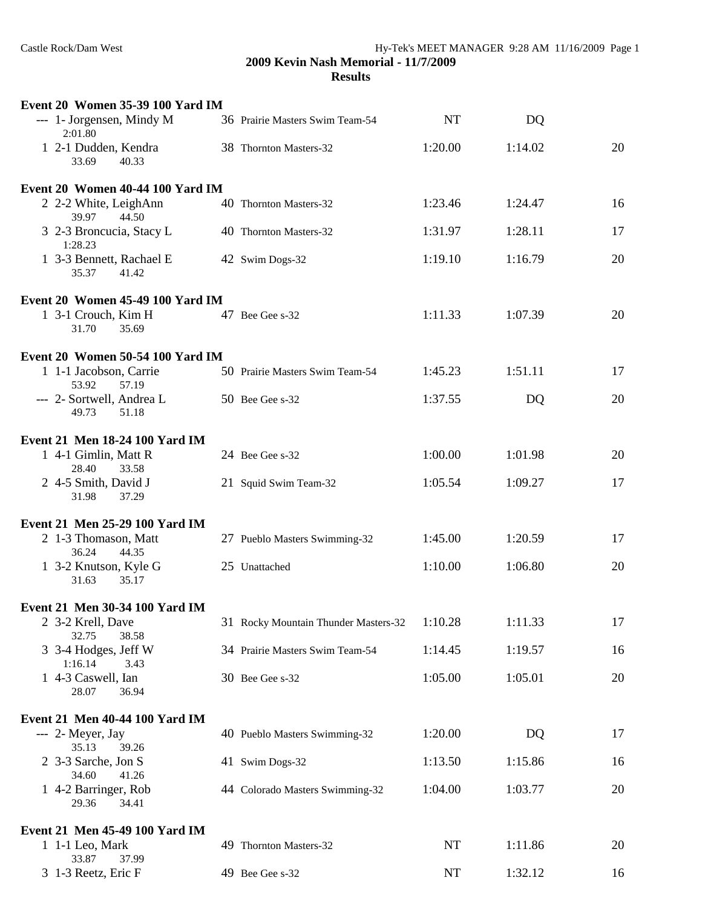**2009 Kevin Nash Memorial - 11/7/2009**

**Results**

**Event 20 Women 35-39 100 Yard IM**

| Place | Heat-Lane Name | Age | Team | Seed | Finals | Points |
|---|---|---|---|---|---|---|
| --- | 1- Jorgensen, Mindy M | 36 | Prairie Masters Swim Team-54 | NT | DQ | |
| | 2:01.80 | | | | | |
| 1 | 2-1 Dudden, Kendra | 38 | Thornton Masters-32 | 1:20.00 | 1:14.02 | 20 |
| | 33.69 40.33 | | | | | |

**Event 20 Women 40-44 100 Yard IM**

| Place | Heat-Lane Name | Age | Team | Seed | Finals | Points |
|---|---|---|---|---|---|---|
| 2 | 2-2 White, LeighAnn | 40 | Thornton Masters-32 | 1:23.46 | 1:24.47 | 16 |
| | 39.97 44.50 | | | | | |
| 3 | 2-3 Broncucia, Stacy L | 40 | Thornton Masters-32 | 1:31.97 | 1:28.11 | 17 |
| | 1:28.23 | | | | | |
| 1 | 3-3 Bennett, Rachael E | 42 | Swim Dogs-32 | 1:19.10 | 1:16.79 | 20 |
| | 35.37 41.42 | | | | | |

**Event 20 Women 45-49 100 Yard IM**

| Place | Heat-Lane Name | Age | Team | Seed | Finals | Points |
|---|---|---|---|---|---|---|
| 1 | 3-1 Crouch, Kim H | 47 | Bee Gee s-32 | 1:11.33 | 1:07.39 | 20 |
| | 31.70 35.69 | | | | | |

**Event 20 Women 50-54 100 Yard IM**

| Place | Heat-Lane Name | Age | Team | Seed | Finals | Points |
|---|---|---|---|---|---|---|
| 1 | 1-1 Jacobson, Carrie | 50 | Prairie Masters Swim Team-54 | 1:45.23 | 1:51.11 | 17 |
| | 53.92 57.19 | | | | | |
| --- | 2- Sortwell, Andrea L | 50 | Bee Gee s-32 | 1:37.55 | DQ | 20 |
| | 49.73 51.18 | | | | | |

**Event 21 Men 18-24 100 Yard IM**

| Place | Heat-Lane Name | Age | Team | Seed | Finals | Points |
|---|---|---|---|---|---|---|
| 1 | 4-1 Gimlin, Matt R | 24 | Bee Gee s-32 | 1:00.00 | 1:01.98 | 20 |
| | 28.40 33.58 | | | | | |
| 2 | 4-5 Smith, David J | 21 | Squid Swim Team-32 | 1:05.54 | 1:09.27 | 17 |
| | 31.98 37.29 | | | | | |

**Event 21 Men 25-29 100 Yard IM**

| Place | Heat-Lane Name | Age | Team | Seed | Finals | Points |
|---|---|---|---|---|---|---|
| 2 | 1-3 Thomason, Matt | 27 | Pueblo Masters Swimming-32 | 1:45.00 | 1:20.59 | 17 |
| | 36.24 44.35 | | | | | |
| 1 | 3-2 Knutson, Kyle G | 25 | Unattached | 1:10.00 | 1:06.80 | 20 |
| | 31.63 35.17 | | | | | |

**Event 21 Men 30-34 100 Yard IM**

| Place | Heat-Lane Name | Age | Team | Seed | Finals | Points |
|---|---|---|---|---|---|---|
| 2 | 3-2 Krell, Dave | 31 | Rocky Mountain Thunder Masters-32 | 1:10.28 | 1:11.33 | 17 |
| | 32.75 38.58 | | | | | |
| 3 | 3-4 Hodges, Jeff W | 34 | Prairie Masters Swim Team-54 | 1:14.45 | 1:19.57 | 16 |
| | 1:16.14 3.43 | | | | | |
| 1 | 4-3 Caswell, Ian | 30 | Bee Gee s-32 | 1:05.00 | 1:05.01 | 20 |
| | 28.07 36.94 | | | | | |

**Event 21 Men 40-44 100 Yard IM**

| Place | Heat-Lane Name | Age | Team | Seed | Finals | Points |
|---|---|---|---|---|---|---|
| --- | 2- Meyer, Jay | 40 | Pueblo Masters Swimming-32 | 1:20.00 | DQ | 17 |
| | 35.13 39.26 | | | | | |
| 2 | 3-3 Sarche, Jon S | 41 | Swim Dogs-32 | 1:13.50 | 1:15.86 | 16 |
| | 34.60 41.26 | | | | | |
| 1 | 4-2 Barringer, Rob | 44 | Colorado Masters Swimming-32 | 1:04.00 | 1:03.77 | 20 |
| | 29.36 34.41 | | | | | |

**Event 21 Men 45-49 100 Yard IM**

| Place | Heat-Lane Name | Age | Team | Seed | Finals | Points |
|---|---|---|---|---|---|---|
| 1 | 1-1 Leo, Mark | 49 | Thornton Masters-32 | NT | 1:11.86 | 20 |
| | 33.87 37.99 | | | | | |
| 3 | 1-3 Reetz, Eric F | 49 | Bee Gee s-32 | NT | 1:32.12 | 16 |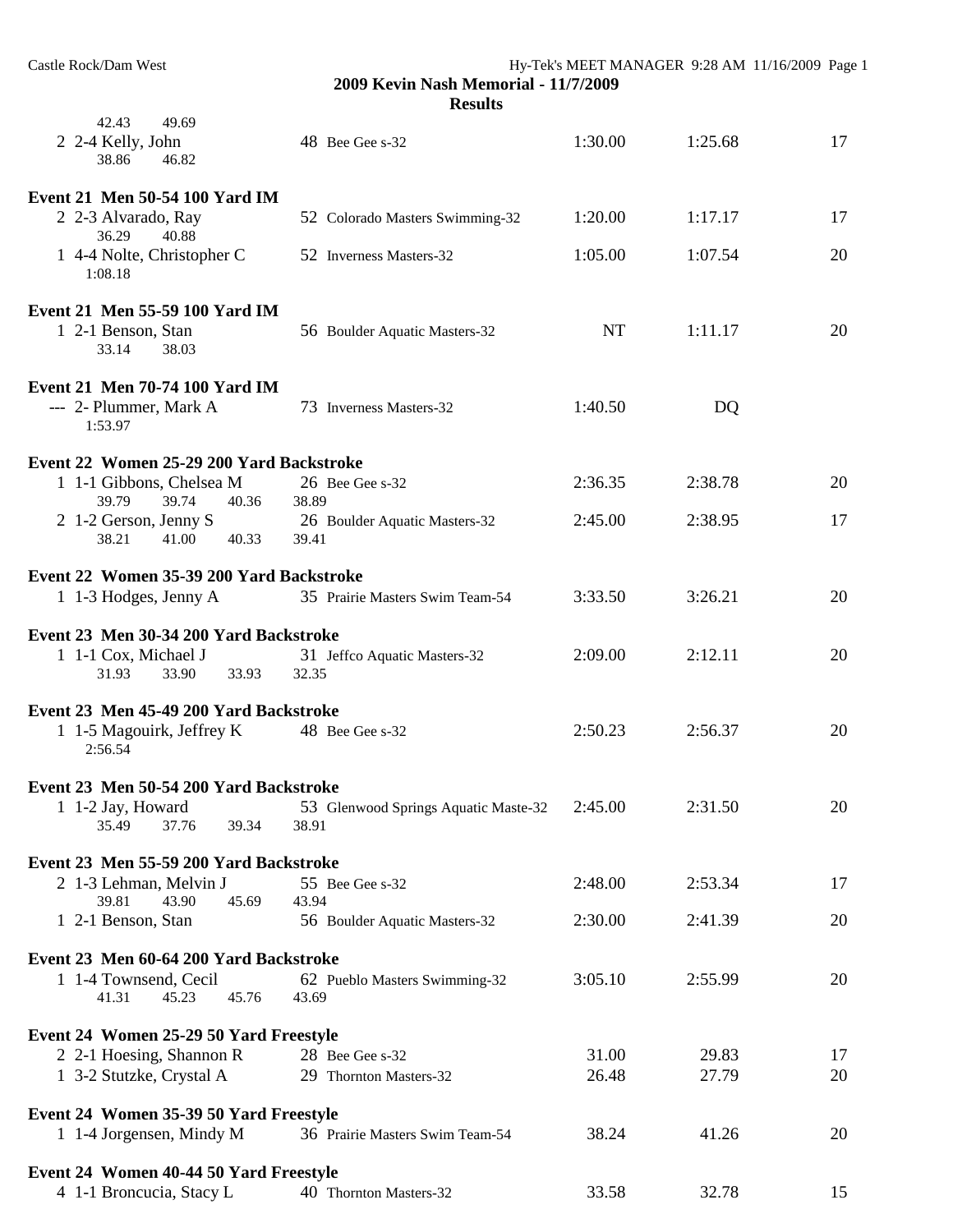## 2009 Kevin Nash Memorial - 11/7/2009

### Results

```
       42.43      49.69
  2  2-4 Kelly, John                48  Bee Gee s-32                    1:30.00      1:25.68      17
       38.86      46.82
```

**Event 21  Men 50-54 100 Yard IM**

```
  2  2-3 Alvarado, Ray              52  Colorado Masters Swimming-32    1:20.00      1:17.17      17
       36.29      40.88
  1  4-4 Nolte, Christopher C       52  Inverness Masters-32            1:05.00      1:07.54      20
     1:08.18
```

**Event 21  Men 55-59 100 Yard IM**

```
  1  2-1 Benson, Stan               56  Boulder Aquatic Masters-32           NT      1:11.17      20
       33.14      38.03
```

**Event 21  Men 70-74 100 Yard IM**

```
 ---  2- Plummer, Mark A            73  Inverness Masters-32            1:40.50           DQ
     1:53.97
```

**Event 22  Women 25-29 200 Yard Backstroke**

```
  1  1-1 Gibbons, Chelsea M         26  Bee Gee s-32                    2:36.35      2:38.78      20
       39.79      39.74      40.36      38.89
  2  1-2 Gerson, Jenny S            26  Boulder Aquatic Masters-32      2:45.00      2:38.95      17
       38.21      41.00      40.33      39.41
```

**Event 22  Women 35-39 200 Yard Backstroke**

```
  1  1-3 Hodges, Jenny A            35  Prairie Masters Swim Team-54    3:33.50      3:26.21      20
```

**Event 23  Men 30-34 200 Yard Backstroke**

```
  1  1-1 Cox, Michael J             31  Jeffco Aquatic Masters-32       2:09.00      2:12.11      20
       31.93      33.90      33.93      32.35
```

**Event 23  Men 45-49 200 Yard Backstroke**

```
  1  1-5 Magouirk, Jeffrey K        48  Bee Gee s-32                    2:50.23      2:56.37      20
     2:56.54
```

**Event 23  Men 50-54 200 Yard Backstroke**

```
  1  1-2 Jay, Howard                53  Glenwood Springs Aquatic Maste-32  2:45.00   2:31.50      20
       35.49      37.76      39.34      38.91
```

**Event 23  Men 55-59 200 Yard Backstroke**

```
  2  1-3 Lehman, Melvin J           55  Bee Gee s-32                    2:48.00      2:53.34      17
       39.81      43.90      45.69      43.94
  1  2-1 Benson, Stan               56  Boulder Aquatic Masters-32      2:30.00      2:41.39      20
```

**Event 23  Men 60-64 200 Yard Backstroke**

```
  1  1-4 Townsend, Cecil            62  Pueblo Masters Swimming-32      3:05.10      2:55.99      20
       41.31      45.23      45.76      43.69
```

**Event 24  Women 25-29 50 Yard Freestyle**

```
  2  2-1 Hoesing, Shannon R         28  Bee Gee s-32                      31.00        29.83      17
  1  3-2 Stutzke, Crystal A         29  Thornton Masters-32               26.48        27.79      20
```

**Event 24  Women 35-39 50 Yard Freestyle**

```
  1  1-4 Jorgensen, Mindy M         36  Prairie Masters Swim Team-54      38.24        41.26      20
```

**Event 24  Women 40-44 50 Yard Freestyle**

```
  4  1-1 Broncucia, Stacy L         40  Thornton Masters-32               33.58        32.78      15
```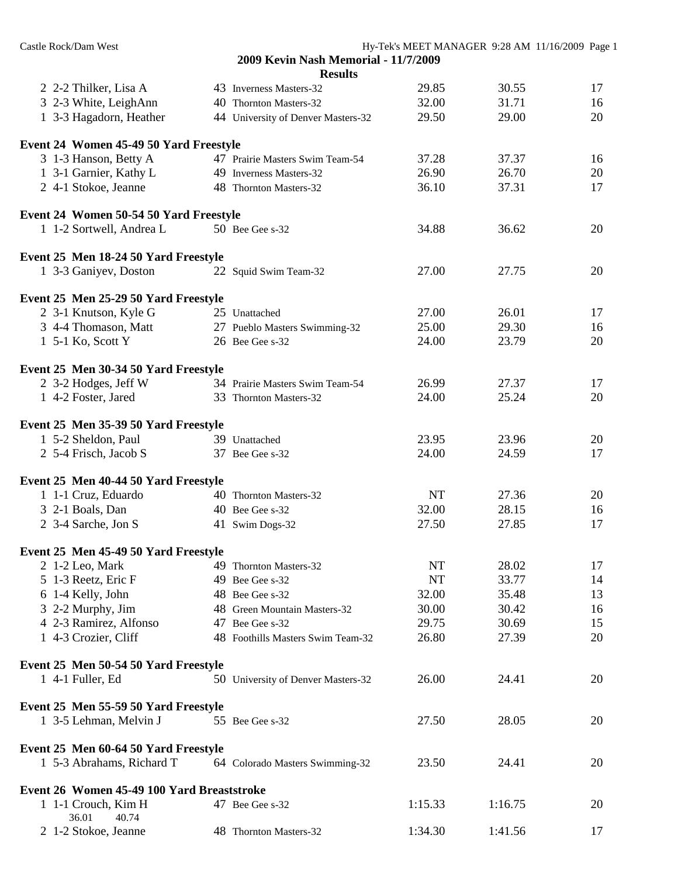## 2009 Kevin Nash Memorial - 11/7/2009

### Results

| | | | | | |
|---|---|---|---|---|---|
| 2 2-2 Thilker, Lisa A | 43 | Inverness Masters-32 | 29.85 | 30.55 | 17 |
| 3 2-3 White, LeighAnn | 40 | Thornton Masters-32 | 32.00 | 31.71 | 16 |
| 1 3-3 Hagadorn, Heather | 44 | University of Denver Masters-32 | 29.50 | 29.00 | 20 |

**Event 24 Women 45-49 50 Yard Freestyle**

| | | | | | |
|---|---|---|---|---|---|
| 3 1-3 Hanson, Betty A | 47 | Prairie Masters Swim Team-54 | 37.28 | 37.37 | 16 |
| 1 3-1 Garnier, Kathy L | 49 | Inverness Masters-32 | 26.90 | 26.70 | 20 |
| 2 4-1 Stokoe, Jeanne | 48 | Thornton Masters-32 | 36.10 | 37.31 | 17 |

**Event 24 Women 50-54 50 Yard Freestyle**

| | | | | | |
|---|---|---|---|---|---|
| 1 1-2 Sortwell, Andrea L | 50 | Bee Gee s-32 | 34.88 | 36.62 | 20 |

**Event 25 Men 18-24 50 Yard Freestyle**

| | | | | | |
|---|---|---|---|---|---|
| 1 3-3 Ganiyev, Doston | 22 | Squid Swim Team-32 | 27.00 | 27.75 | 20 |

**Event 25 Men 25-29 50 Yard Freestyle**

| | | | | | |
|---|---|---|---|---|---|
| 2 3-1 Knutson, Kyle G | 25 | Unattached | 27.00 | 26.01 | 17 |
| 3 4-4 Thomason, Matt | 27 | Pueblo Masters Swimming-32 | 25.00 | 29.30 | 16 |
| 1 5-1 Ko, Scott Y | 26 | Bee Gee s-32 | 24.00 | 23.79 | 20 |

**Event 25 Men 30-34 50 Yard Freestyle**

| | | | | | |
|---|---|---|---|---|---|
| 2 3-2 Hodges, Jeff W | 34 | Prairie Masters Swim Team-54 | 26.99 | 27.37 | 17 |
| 1 4-2 Foster, Jared | 33 | Thornton Masters-32 | 24.00 | 25.24 | 20 |

**Event 25 Men 35-39 50 Yard Freestyle**

| | | | | | |
|---|---|---|---|---|---|
| 1 5-2 Sheldon, Paul | 39 | Unattached | 23.95 | 23.96 | 20 |
| 2 5-4 Frisch, Jacob S | 37 | Bee Gee s-32 | 24.00 | 24.59 | 17 |

**Event 25 Men 40-44 50 Yard Freestyle**

| | | | | | |
|---|---|---|---|---|---|
| 1 1-1 Cruz, Eduardo | 40 | Thornton Masters-32 | NT | 27.36 | 20 |
| 3 2-1 Boals, Dan | 40 | Bee Gee s-32 | 32.00 | 28.15 | 16 |
| 2 3-4 Sarche, Jon S | 41 | Swim Dogs-32 | 27.50 | 27.85 | 17 |

**Event 25 Men 45-49 50 Yard Freestyle**

| | | | | | |
|---|---|---|---|---|---|
| 2 1-2 Leo, Mark | 49 | Thornton Masters-32 | NT | 28.02 | 17 |
| 5 1-3 Reetz, Eric F | 49 | Bee Gee s-32 | NT | 33.77 | 14 |
| 6 1-4 Kelly, John | 48 | Bee Gee s-32 | 32.00 | 35.48 | 13 |
| 3 2-2 Murphy, Jim | 48 | Green Mountain Masters-32 | 30.00 | 30.42 | 16 |
| 4 2-3 Ramirez, Alfonso | 47 | Bee Gee s-32 | 29.75 | 30.69 | 15 |
| 1 4-3 Crozier, Cliff | 48 | Foothills Masters Swim Team-32 | 26.80 | 27.39 | 20 |

**Event 25 Men 50-54 50 Yard Freestyle**

| | | | | | |
|---|---|---|---|---|---|
| 1 4-1 Fuller, Ed | 50 | University of Denver Masters-32 | 26.00 | 24.41 | 20 |

**Event 25 Men 55-59 50 Yard Freestyle**

| | | | | | |
|---|---|---|---|---|---|
| 1 3-5 Lehman, Melvin J | 55 | Bee Gee s-32 | 27.50 | 28.05 | 20 |

**Event 25 Men 60-64 50 Yard Freestyle**

| | | | | | |
|---|---|---|---|---|---|
| 1 5-3 Abrahams, Richard T | 64 | Colorado Masters Swimming-32 | 23.50 | 24.41 | 20 |

**Event 26 Women 45-49 100 Yard Breaststroke**

| | | | | | |
|---|---|---|---|---|---|
| 1 1-1 Crouch, Kim H | 47 | Bee Gee s-32 | 1:15.33 | 1:16.75 | 20 |
| 36.01 40.74 | | | | | |
| 2 1-2 Stokoe, Jeanne | 48 | Thornton Masters-32 | 1:34.30 | 1:41.56 | 17 |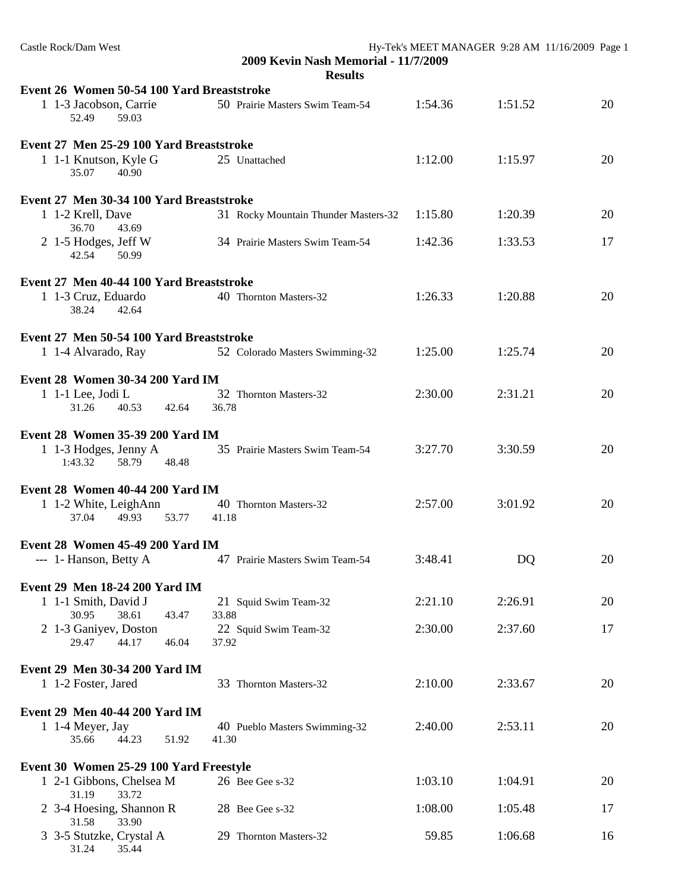**2009 Kevin Nash Memorial - 11/7/2009**

**Results**

**Event 26 Women 50-54 100 Yard Breaststroke**

| | | | | | |
|---|---|---|---|---|---|
| 1 1-3 Jacobson, Carrie | 50 Prairie Masters Swim Team-54 | 1:54.36 | 1:51.52 | 20 |
| 52.49 59.03 | | | | |

**Event 27 Men 25-29 100 Yard Breaststroke**

| | | | | |
|---|---|---|---|---|
| 1 1-1 Knutson, Kyle G | 25 Unattached | 1:12.00 | 1:15.97 | 20 |
| 35.07 40.90 | | | | |

**Event 27 Men 30-34 100 Yard Breaststroke**

| | | | | |
|---|---|---|---|---|
| 1 1-2 Krell, Dave | 31 Rocky Mountain Thunder Masters-32 | 1:15.80 | 1:20.39 | 20 |
| 36.70 43.69 | | | | |
| 2 1-5 Hodges, Jeff W | 34 Prairie Masters Swim Team-54 | 1:42.36 | 1:33.53 | 17 |
| 42.54 50.99 | | | | |

**Event 27 Men 40-44 100 Yard Breaststroke**

| | | | | |
|---|---|---|---|---|
| 1 1-3 Cruz, Eduardo | 40 Thornton Masters-32 | 1:26.33 | 1:20.88 | 20 |
| 38.24 42.64 | | | | |

**Event 27 Men 50-54 100 Yard Breaststroke**

| | | | | |
|---|---|---|---|---|
| 1 1-4 Alvarado, Ray | 52 Colorado Masters Swimming-32 | 1:25.00 | 1:25.74 | 20 |

**Event 28 Women 30-34 200 Yard IM**

| | | | | |
|---|---|---|---|---|
| 1 1-1 Lee, Jodi L | 32 Thornton Masters-32 | 2:30.00 | 2:31.21 | 20 |
| 31.26 40.53 42.64 36.78 | | | | |

**Event 28 Women 35-39 200 Yard IM**

| | | | | |
|---|---|---|---|---|
| 1 1-3 Hodges, Jenny A | 35 Prairie Masters Swim Team-54 | 3:27.70 | 3:30.59 | 20 |
| 1:43.32 58.79 48.48 | | | | |

**Event 28 Women 40-44 200 Yard IM**

| | | | | |
|---|---|---|---|---|
| 1 1-2 White, LeighAnn | 40 Thornton Masters-32 | 2:57.00 | 3:01.92 | 20 |
| 37.04 49.93 53.77 41.18 | | | | |

**Event 28 Women 45-49 200 Yard IM**

| | | | | |
|---|---|---|---|---|
| --- 1- Hanson, Betty A | 47 Prairie Masters Swim Team-54 | 3:48.41 | DQ | 20 |

**Event 29 Men 18-24 200 Yard IM**

| | | | | |
|---|---|---|---|---|
| 1 1-1 Smith, David J | 21 Squid Swim Team-32 | 2:21.10 | 2:26.91 | 20 |
| 30.95 38.61 43.47 33.88 | | | | |
| 2 1-3 Ganiyev, Doston | 22 Squid Swim Team-32 | 2:30.00 | 2:37.60 | 17 |
| 29.47 44.17 46.04 37.92 | | | | |

**Event 29 Men 30-34 200 Yard IM**

| | | | | |
|---|---|---|---|---|
| 1 1-2 Foster, Jared | 33 Thornton Masters-32 | 2:10.00 | 2:33.67 | 20 |

**Event 29 Men 40-44 200 Yard IM**

| | | | | |
|---|---|---|---|---|
| 1 1-4 Meyer, Jay | 40 Pueblo Masters Swimming-32 | 2:40.00 | 2:53.11 | 20 |
| 35.66 44.23 51.92 41.30 | | | | |

**Event 30 Women 25-29 100 Yard Freestyle**

| | | | | |
|---|---|---|---|---|
| 1 2-1 Gibbons, Chelsea M | 26 Bee Gee s-32 | 1:03.10 | 1:04.91 | 20 |
| 31.19 33.72 | | | | |
| 2 3-4 Hoesing, Shannon R | 28 Bee Gee s-32 | 1:08.00 | 1:05.48 | 17 |
| 31.58 33.90 | | | | |
| 3 3-5 Stutzke, Crystal A | 29 Thornton Masters-32 | 59.85 | 1:06.68 | 16 |
| 31.24 35.44 | | | | |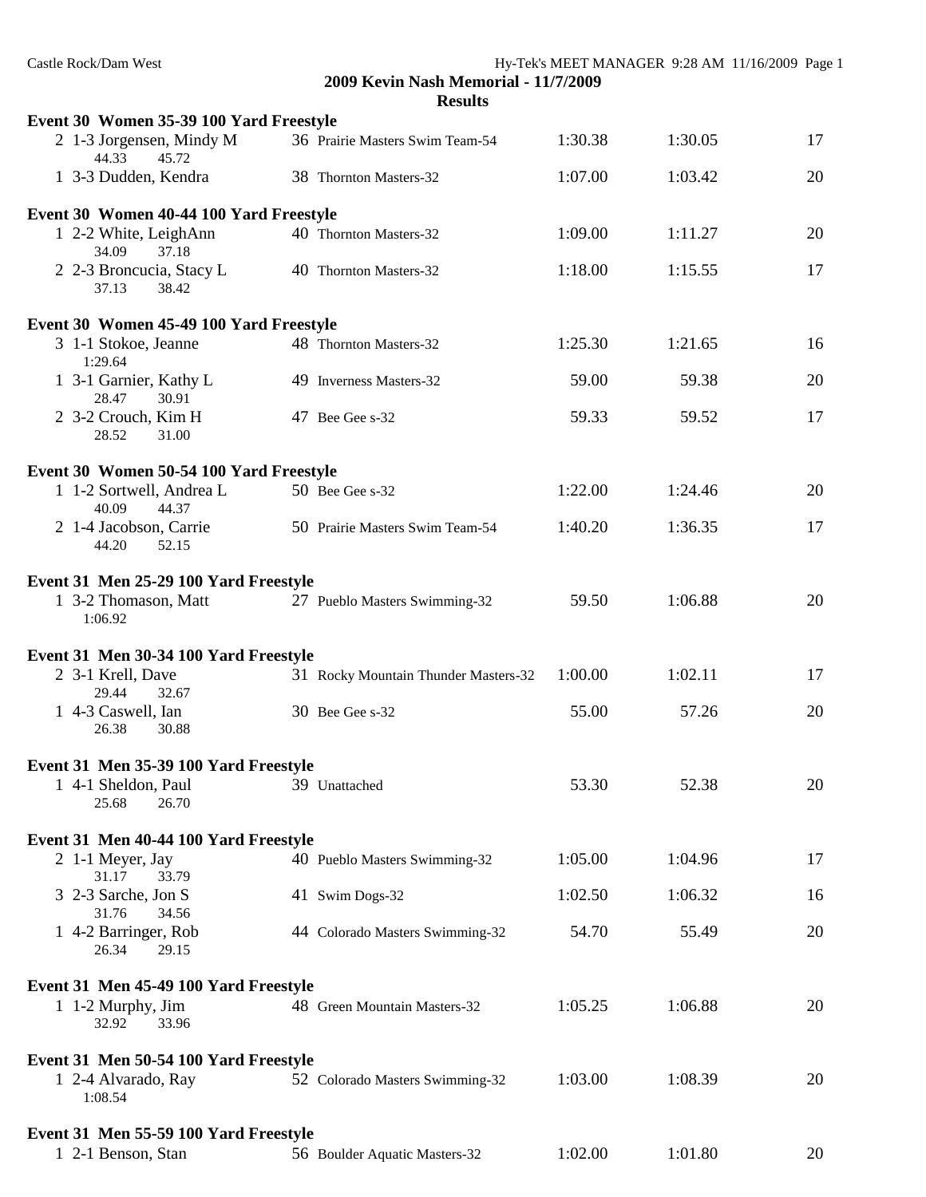**2009 Kevin Nash Memorial - 11/7/2009**

**Results**

**Event 30 Women 35-39 100 Yard Freestyle**

| Place | Heat-Lane | Name | Age | Team | Seed Time | Finals Time | Points |
|---|---|---|---|---|---|---|---|
| 2 | 1-3 | Jorgensen, Mindy M | 36 | Prairie Masters Swim Team-54 | 1:30.38 | 1:30.05 | 17 |
| | | 44.33 45.72 | | | | | |
| 1 | 3-3 | Dudden, Kendra | 38 | Thornton Masters-32 | 1:07.00 | 1:03.42 | 20 |

**Event 30 Women 40-44 100 Yard Freestyle**

| Place | Heat-Lane | Name | Age | Team | Seed Time | Finals Time | Points |
|---|---|---|---|---|---|---|---|
| 1 | 2-2 | White, LeighAnn | 40 | Thornton Masters-32 | 1:09.00 | 1:11.27 | 20 |
| | | 34.09 37.18 | | | | | |
| 2 | 2-3 | Broncucia, Stacy L | 40 | Thornton Masters-32 | 1:18.00 | 1:15.55 | 17 |
| | | 37.13 38.42 | | | | | |

**Event 30 Women 45-49 100 Yard Freestyle**

| Place | Heat-Lane | Name | Age | Team | Seed Time | Finals Time | Points |
|---|---|---|---|---|---|---|---|
| 3 | 1-1 | Stokoe, Jeanne | 48 | Thornton Masters-32 | 1:25.30 | 1:21.65 | 16 |
| | | 1:29.64 | | | | | |
| 1 | 3-1 | Garnier, Kathy L | 49 | Inverness Masters-32 | 59.00 | 59.38 | 20 |
| | | 28.47 30.91 | | | | | |
| 2 | 3-2 | Crouch, Kim H | 47 | Bee Gee s-32 | 59.33 | 59.52 | 17 |
| | | 28.52 31.00 | | | | | |

**Event 30 Women 50-54 100 Yard Freestyle**

| Place | Heat-Lane | Name | Age | Team | Seed Time | Finals Time | Points |
|---|---|---|---|---|---|---|---|
| 1 | 1-2 | Sortwell, Andrea L | 50 | Bee Gee s-32 | 1:22.00 | 1:24.46 | 20 |
| | | 40.09 44.37 | | | | | |
| 2 | 1-4 | Jacobson, Carrie | 50 | Prairie Masters Swim Team-54 | 1:40.20 | 1:36.35 | 17 |
| | | 44.20 52.15 | | | | | |

**Event 31 Men 25-29 100 Yard Freestyle**

| Place | Heat-Lane | Name | Age | Team | Seed Time | Finals Time | Points |
|---|---|---|---|---|---|---|---|
| 1 | 3-2 | Thomason, Matt | 27 | Pueblo Masters Swimming-32 | 59.50 | 1:06.88 | 20 |
| | | 1:06.92 | | | | | |

**Event 31 Men 30-34 100 Yard Freestyle**

| Place | Heat-Lane | Name | Age | Team | Seed Time | Finals Time | Points |
|---|---|---|---|---|---|---|---|
| 2 | 3-1 | Krell, Dave | 31 | Rocky Mountain Thunder Masters-32 | 1:00.00 | 1:02.11 | 17 |
| | | 29.44 32.67 | | | | | |
| 1 | 4-3 | Caswell, Ian | 30 | Bee Gee s-32 | 55.00 | 57.26 | 20 |
| | | 26.38 30.88 | | | | | |

**Event 31 Men 35-39 100 Yard Freestyle**

| Place | Heat-Lane | Name | Age | Team | Seed Time | Finals Time | Points |
|---|---|---|---|---|---|---|---|
| 1 | 4-1 | Sheldon, Paul | 39 | Unattached | 53.30 | 52.38 | 20 |
| | | 25.68 26.70 | | | | | |

**Event 31 Men 40-44 100 Yard Freestyle**

| Place | Heat-Lane | Name | Age | Team | Seed Time | Finals Time | Points |
|---|---|---|---|---|---|---|---|
| 2 | 1-1 | Meyer, Jay | 40 | Pueblo Masters Swimming-32 | 1:05.00 | 1:04.96 | 17 |
| | | 31.17 33.79 | | | | | |
| 3 | 2-3 | Sarche, Jon S | 41 | Swim Dogs-32 | 1:02.50 | 1:06.32 | 16 |
| | | 31.76 34.56 | | | | | |
| 1 | 4-2 | Barringer, Rob | 44 | Colorado Masters Swimming-32 | 54.70 | 55.49 | 20 |
| | | 26.34 29.15 | | | | | |

**Event 31 Men 45-49 100 Yard Freestyle**

| Place | Heat-Lane | Name | Age | Team | Seed Time | Finals Time | Points |
|---|---|---|---|---|---|---|---|
| 1 | 1-2 | Murphy, Jim | 48 | Green Mountain Masters-32 | 1:05.25 | 1:06.88 | 20 |
| | | 32.92 33.96 | | | | | |

**Event 31 Men 50-54 100 Yard Freestyle**

| Place | Heat-Lane | Name | Age | Team | Seed Time | Finals Time | Points |
|---|---|---|---|---|---|---|---|
| 1 | 2-4 | Alvarado, Ray | 52 | Colorado Masters Swimming-32 | 1:03.00 | 1:08.39 | 20 |
| | | 1:08.54 | | | | | |

**Event 31 Men 55-59 100 Yard Freestyle**

| Place | Heat-Lane | Name | Age | Team | Seed Time | Finals Time | Points |
|---|---|---|---|---|---|---|---|
| 1 | 2-1 | Benson, Stan | 56 | Boulder Aquatic Masters-32 | 1:02.00 | 1:01.80 | 20 |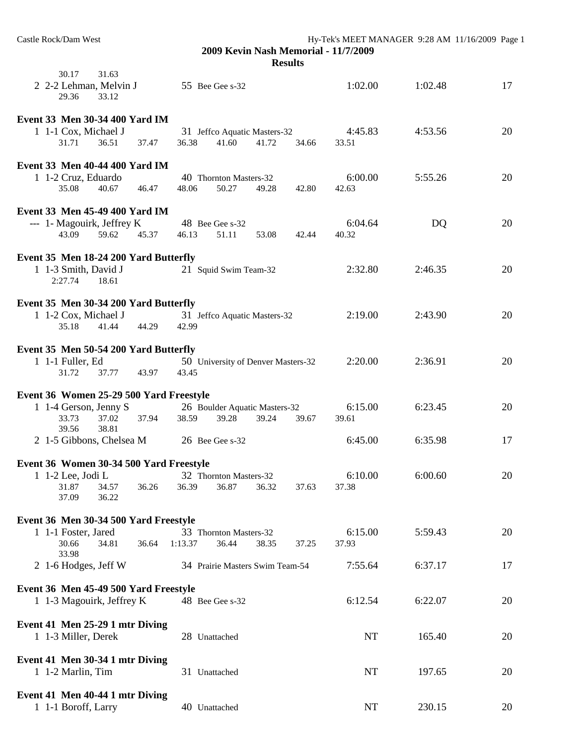30.17 31.63

2 2-2 Lehman, Melvin J 55 Bee Gee s-32 1:02.00 1:02.48 17

29.36 33.12

**Event 33 Men 30-34 400 Yard IM**

1 1-1 Cox, Michael J 31 Jeffco Aquatic Masters-32 4:45.83 4:53.56 20

31.71 36.51 37.47 36.38 41.60 41.72 34.66 33.51

**Event 33 Men 40-44 400 Yard IM**

1 1-2 Cruz, Eduardo 40 Thornton Masters-32 6:00.00 5:55.26 20

35.08 40.67 46.47 48.06 50.27 49.28 42.80 42.63

**Event 33 Men 45-49 400 Yard IM**

--- 1- Magouirk, Jeffrey K 48 Bee Gee s-32 6:04.64 DQ 20

43.09 59.62 45.37 46.13 51.11 53.08 42.44 40.32

**Event 35 Men 18-24 200 Yard Butterfly**

1 1-3 Smith, David J 21 Squid Swim Team-32 2:32.80 2:46.35 20

2:27.74 18.61

**Event 35 Men 30-34 200 Yard Butterfly**

1 1-2 Cox, Michael J 31 Jeffco Aquatic Masters-32 2:19.00 2:43.90 20

35.18 41.44 44.29 42.99

**Event 35 Men 50-54 200 Yard Butterfly**

1 1-1 Fuller, Ed 50 University of Denver Masters-32 2:20.00 2:36.91 20

31.72 37.77 43.97 43.45

**Event 36 Women 25-29 500 Yard Freestyle**

1 1-4 Gerson, Jenny S 26 Boulder Aquatic Masters-32 6:15.00 6:23.45 20

33.73 37.02 37.94 38.59 39.28 39.24 39.67 39.61

39.56 38.81

2 1-5 Gibbons, Chelsea M 26 Bee Gee s-32 6:45.00 6:35.98 17

**Event 36 Women 30-34 500 Yard Freestyle**

1 1-2 Lee, Jodi L 32 Thornton Masters-32 6:10.00 6:00.60 20

31.87 34.57 36.26 36.39 36.87 36.32 37.63 37.38

37.09 36.22

**Event 36 Men 30-34 500 Yard Freestyle**

1 1-1 Foster, Jared 33 Thornton Masters-32 6:15.00 5:59.43 20

30.66 34.81 36.64 1:13.37 36.44 38.35 37.25 37.93

33.98

2 1-6 Hodges, Jeff W 34 Prairie Masters Swim Team-54 7:55.64 6:37.17 17

**Event 36 Men 45-49 500 Yard Freestyle**

1 1-3 Magouirk, Jeffrey K 48 Bee Gee s-32 6:12.54 6:22.07 20

**Event 41 Men 25-29 1 mtr Diving**

1 1-3 Miller, Derek 28 Unattached NT 165.40 20

**Event 41 Men 30-34 1 mtr Diving**

1 1-2 Marlin, Tim 31 Unattached NT 197.65 20

**Event 41 Men 40-44 1 mtr Diving**

1 1-1 Boroff, Larry 40 Unattached NT 230.15 20